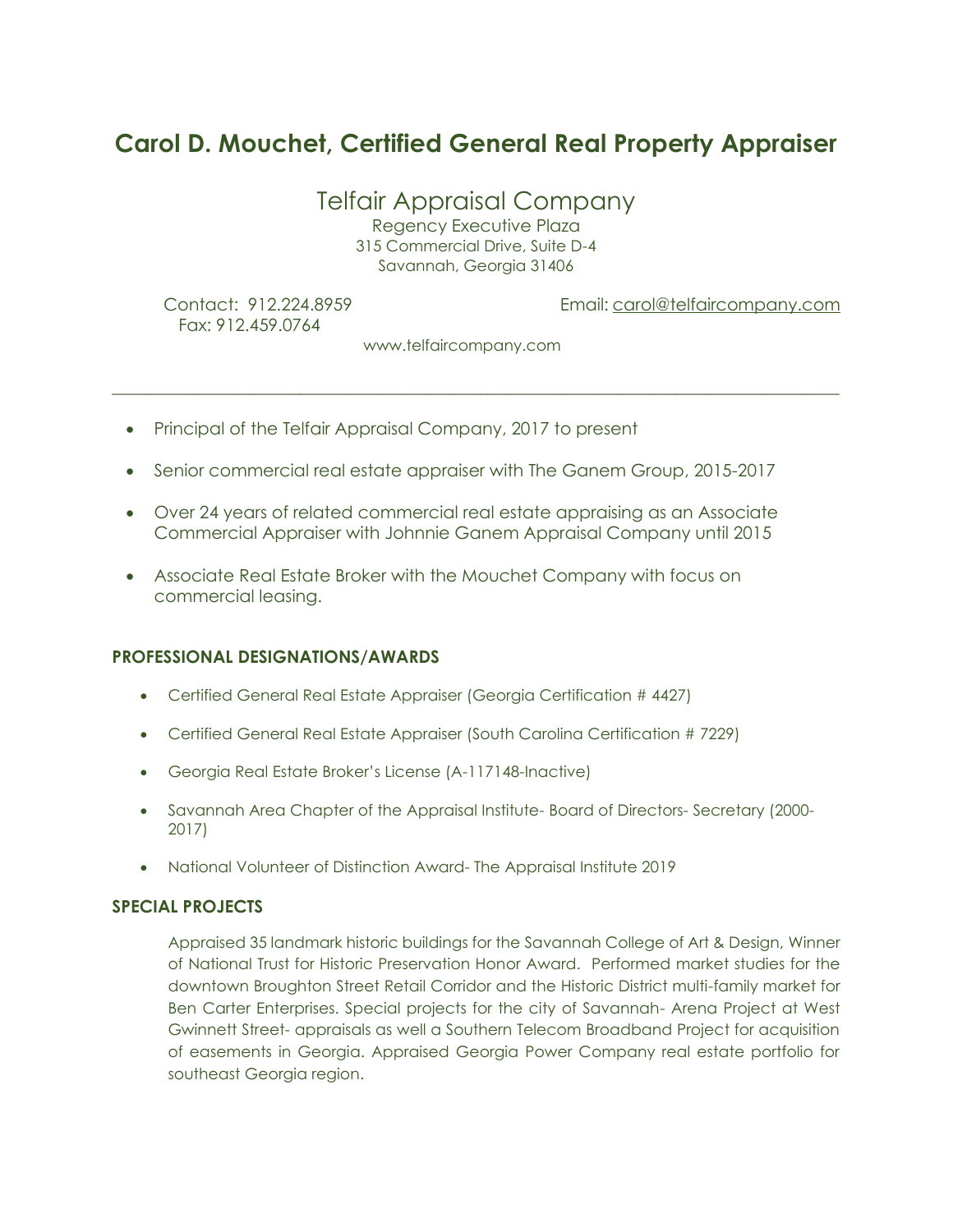# Carol D. Mouchet, Certified General Real Property Appraiser

## Telfair Appraisal Company

Regency Executive Plaza
315 Commercial Drive, Suite D-4
Savannah, Georgia 31406

Contact: 912.224.8959
Fax: 912.459.0764

Email: carol@telfaircompany.com

www.telfaircompany.com

---

- Principal of the Telfair Appraisal Company, 2017 to present
- Senior commercial real estate appraiser with The Ganem Group, 2015-2017
- Over 24 years of related commercial real estate appraising as an Associate Commercial Appraiser with Johnnie Ganem Appraisal Company until 2015
- Associate Real Estate Broker with the Mouchet Company with focus on commercial leasing.

### PROFESSIONAL DESIGNATIONS/AWARDS

- Certified General Real Estate Appraiser (Georgia Certification # 4427)
- Certified General Real Estate Appraiser (South Carolina Certification # 7229)
- Georgia Real Estate Broker's License (A-117148-Inactive)
- Savannah Area Chapter of the Appraisal Institute- Board of Directors- Secretary (2000-2017)
- National Volunteer of Distinction Award- The Appraisal Institute 2019

### SPECIAL PROJECTS

Appraised 35 landmark historic buildings for the Savannah College of Art & Design, Winner of National Trust for Historic Preservation Honor Award. Performed market studies for the downtown Broughton Street Retail Corridor and the Historic District multi-family market for Ben Carter Enterprises. Special projects for the city of Savannah- Arena Project at West Gwinnett Street- appraisals as well a Southern Telecom Broadband Project for acquisition of easements in Georgia. Appraised Georgia Power Company real estate portfolio for southeast Georgia region.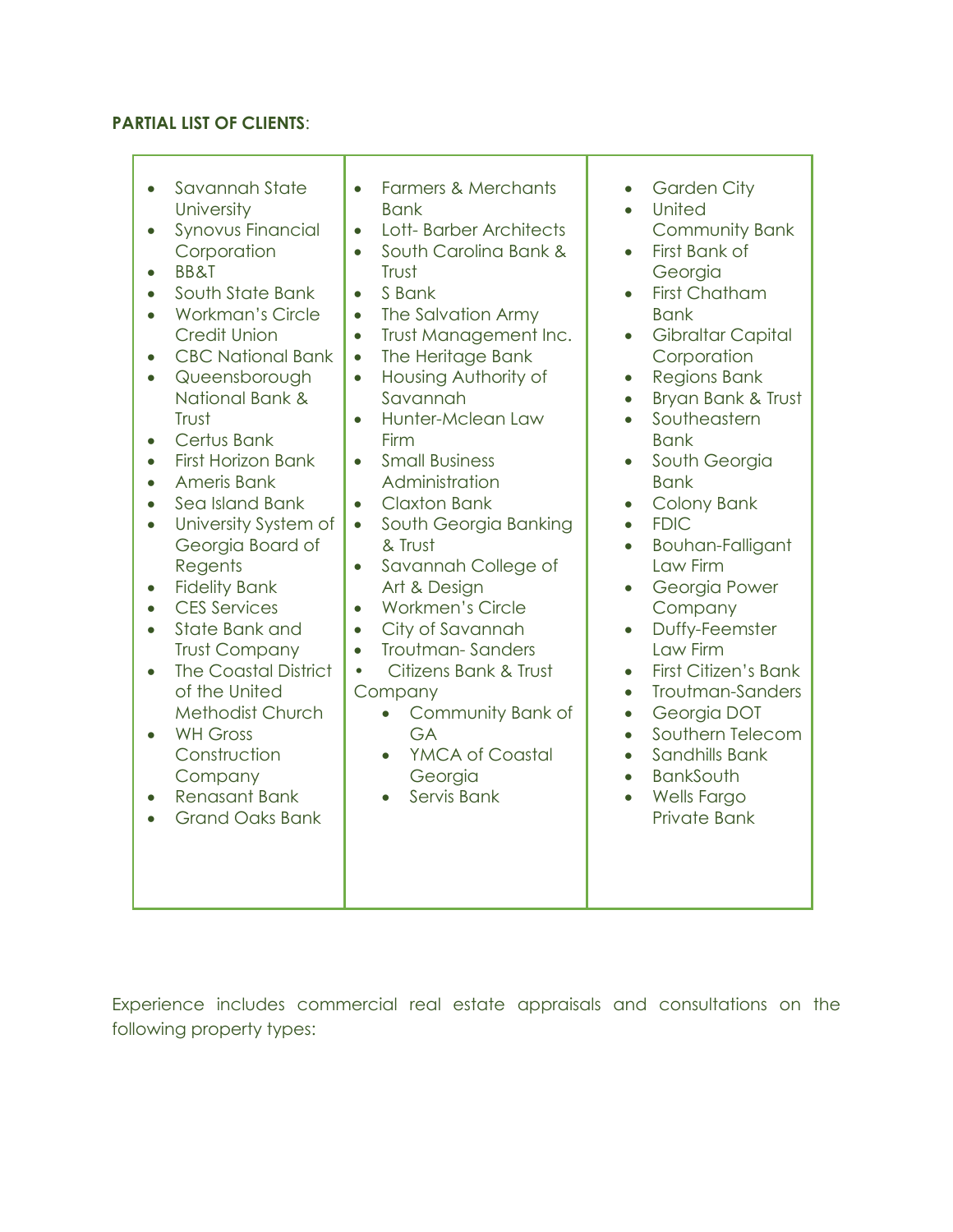**PARTIAL LIST OF CLIENTS**:

- Savannah State University
- Synovus Financial Corporation
- BB&T
- South State Bank
- Workman's Circle Credit Union
- CBC National Bank
- Queensborough National Bank & Trust
- Certus Bank
- First Horizon Bank
- Ameris Bank
- Sea Island Bank
- University System of Georgia Board of Regents
- Fidelity Bank
- CES Services
- State Bank and Trust Company
- The Coastal District of the United Methodist Church
- WH Gross Construction Company
- Renasant Bank
- Grand Oaks Bank
- Farmers & Merchants Bank
- Lott- Barber Architects
- South Carolina Bank & Trust
- S Bank
- The Salvation Army
- Trust Management Inc.
- The Heritage Bank
- Housing Authority of Savannah
- Hunter-Mclean Law Firm
- Small Business Administration
- Claxton Bank
- South Georgia Banking & Trust
- Savannah College of Art & Design
- Workmen's Circle
- City of Savannah
- Troutman- Sanders
- Citizens Bank & Trust Company
- Community Bank of GA
- YMCA of Coastal Georgia
- Servis Bank
- Garden City
- United Community Bank
- First Bank of Georgia
- First Chatham Bank
- Gibraltar Capital Corporation
- Regions Bank
- Bryan Bank & Trust
- Southeastern Bank
- South Georgia Bank
- Colony Bank
- FDIC
- Bouhan-Falligant Law Firm
- Georgia Power Company
- Duffy-Feemster Law Firm
- First Citizen's Bank
- Troutman-Sanders
- Georgia DOT
- Southern Telecom
- Sandhills Bank
- BankSouth
- Wells Fargo Private Bank

Experience includes commercial real estate appraisals and consultations on the following property types: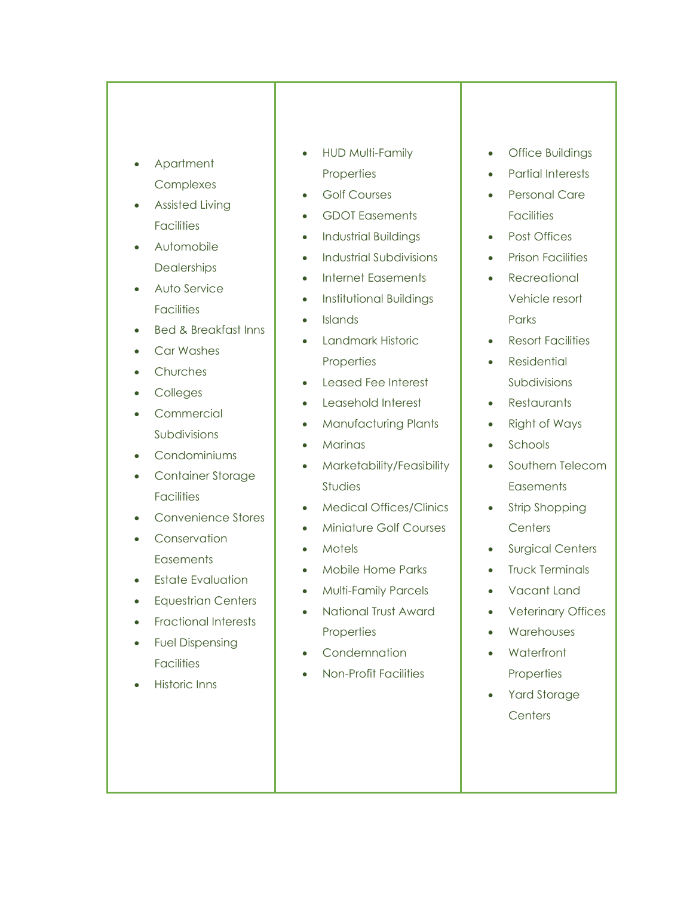- Apartment Complexes
- Assisted Living Facilities
- Automobile Dealerships
- Auto Service Facilities
- Bed & Breakfast Inns
- Car Washes
- Churches
- Colleges
- Commercial Subdivisions
- Condominiums
- Container Storage Facilities
- Convenience Stores
- Conservation Easements
- Estate Evaluation
- Equestrian Centers
- Fractional Interests
- Fuel Dispensing Facilities
- Historic Inns
- HUD Multi-Family Properties
- Golf Courses
- GDOT Easements
- Industrial Buildings
- Industrial Subdivisions
- Internet Easements
- Institutional Buildings
- Islands
- Landmark Historic Properties
- Leased Fee Interest
- Leasehold Interest
- Manufacturing Plants
- Marinas
- Marketability/Feasibility Studies
- Medical Offices/Clinics
- Miniature Golf Courses
- Motels
- Mobile Home Parks
- Multi-Family Parcels
- National Trust Award Properties
- Condemnation
- Non-Profit Facilities
- Office Buildings
- Partial Interests
- Personal Care Facilities
- Post Offices
- Prison Facilities
- Recreational Vehicle resort Parks
- Resort Facilities
- Residential Subdivisions
- Restaurants
- Right of Ways
- Schools
- Southern Telecom Easements
- Strip Shopping Centers
- Surgical Centers
- Truck Terminals
- Vacant Land
- Veterinary Offices
- Warehouses
- Waterfront Properties
- Yard Storage Centers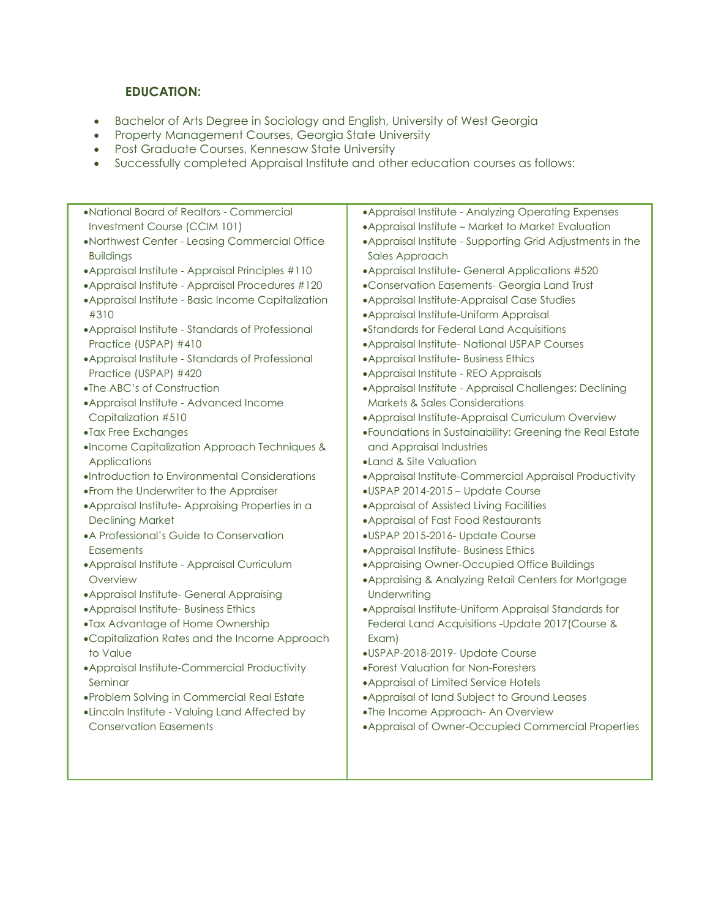## EDUCATION:

- Bachelor of Arts Degree in Sociology and English, University of West Georgia
- Property Management Courses, Georgia State University
- Post Graduate Courses, Kennesaw State University
- Successfully completed Appraisal Institute and other education courses as follows:

- National Board of Realtors - Commercial Investment Course (CCIM 101)
- Northwest Center - Leasing Commercial Office Buildings
- Appraisal Institute - Appraisal Principles #110
- Appraisal Institute - Appraisal Procedures #120
- Appraisal Institute - Basic Income Capitalization #310
- Appraisal Institute - Standards of Professional Practice (USPAP) #410
- Appraisal Institute - Standards of Professional Practice (USPAP) #420
- The ABC's of Construction
- Appraisal Institute - Advanced Income Capitalization #510
- Tax Free Exchanges
- Income Capitalization Approach Techniques & Applications
- Introduction to Environmental Considerations
- From the Underwriter to the Appraiser
- Appraisal Institute- Appraising Properties in a Declining Market
- A Professional's Guide to Conservation Easements
- Appraisal Institute - Appraisal Curriculum Overview
- Appraisal Institute- General Appraising
- Appraisal Institute- Business Ethics
- Tax Advantage of Home Ownership
- Capitalization Rates and the Income Approach to Value
- Appraisal Institute-Commercial Productivity Seminar
- Problem Solving in Commercial Real Estate
- Lincoln Institute - Valuing Land Affected by Conservation Easements
- Appraisal Institute - Analyzing Operating Expenses
- Appraisal Institute – Market to Market Evaluation
- Appraisal Institute - Supporting Grid Adjustments in the Sales Approach
- Appraisal Institute- General Applications #520
- Conservation Easements- Georgia Land Trust
- Appraisal Institute-Appraisal Case Studies
- Appraisal Institute-Uniform Appraisal
- Standards for Federal Land Acquisitions
- Appraisal Institute- National USPAP Courses
- Appraisal Institute- Business Ethics
- Appraisal Institute - REO Appraisals
- Appraisal Institute - Appraisal Challenges: Declining Markets & Sales Considerations
- Appraisal Institute-Appraisal Curriculum Overview
- Foundations in Sustainability: Greening the Real Estate and Appraisal Industries
- Land & Site Valuation
- Appraisal Institute-Commercial Appraisal Productivity
- USPAP 2014-2015 – Update Course
- Appraisal of Assisted Living Facilities
- Appraisal of Fast Food Restaurants
- USPAP 2015-2016- Update Course
- Appraisal Institute- Business Ethics
- Appraising Owner-Occupied Office Buildings
- Appraising & Analyzing Retail Centers for Mortgage Underwriting
- Appraisal Institute-Uniform Appraisal Standards for Federal Land Acquisitions -Update 2017(Course & Exam)
- USPAP-2018-2019- Update Course
- Forest Valuation for Non-Foresters
- Appraisal of Limited Service Hotels
- Appraisal of land Subject to Ground Leases
- The Income Approach- An Overview
- Appraisal of Owner-Occupied Commercial Properties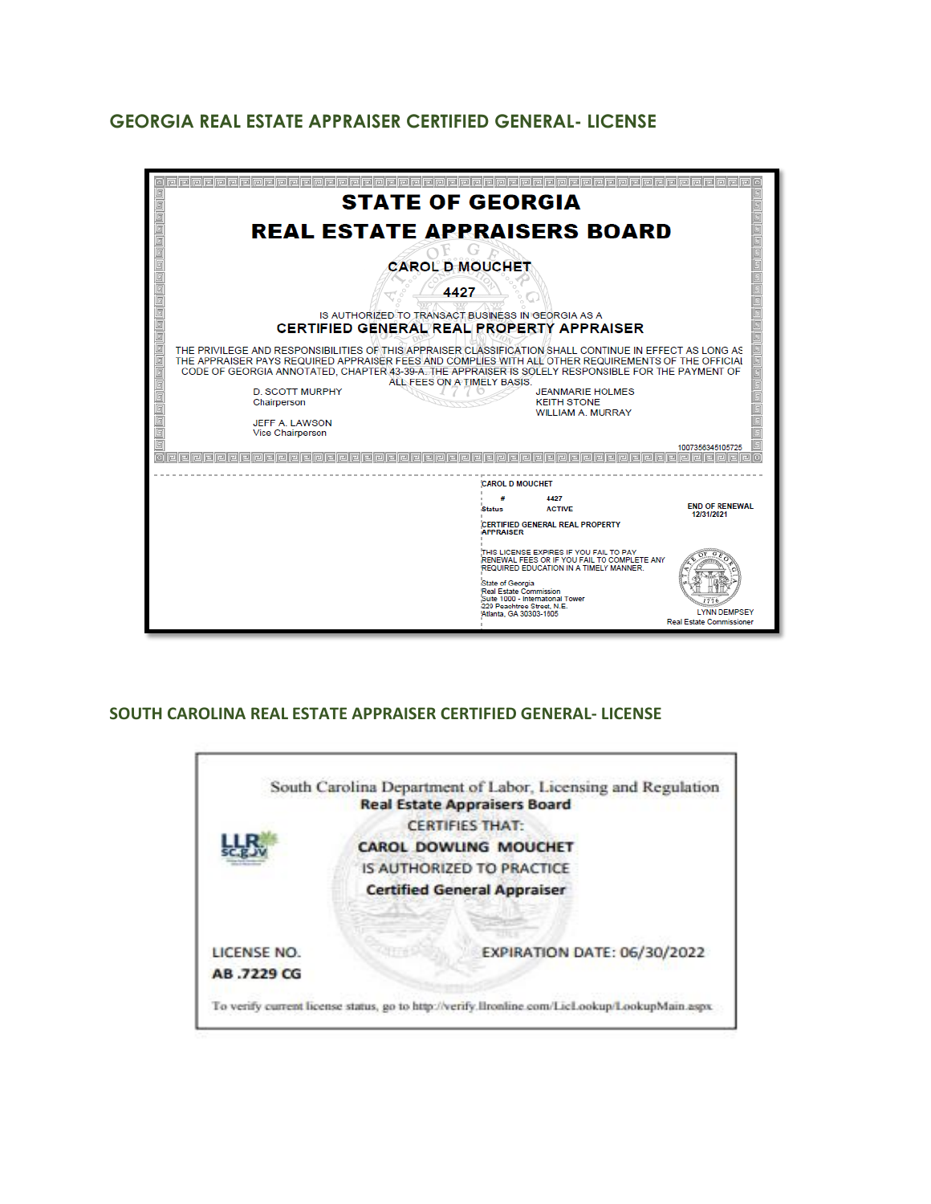## GEORGIA REAL ESTATE APPRAISER CERTIFIED GENERAL- LICENSE

**STATE OF GEORGIA**

**REAL ESTATE APPRAISERS BOARD**

**CAROL D MOUCHET**

**4427**

IS AUTHORIZED TO TRANSACT BUSINESS IN GEORGIA AS A

**CERTIFIED GENERAL REAL PROPERTY APPRAISER**

THE PRIVILEGE AND RESPONSIBILITIES OF THIS APPRAISER CLASSIFICATION SHALL CONTINUE IN EFFECT AS LONG AS THE APPRAISER PAYS REQUIRED APPRAISER FEES AND COMPLIES WITH ALL OTHER REQUIREMENTS OF THE OFFICIAL CODE OF GEORGIA ANNOTATED, CHAPTER 43-39-A. THE APPRAISER IS SOLELY RESPONSIBLE FOR THE PAYMENT OF ALL FEES ON A TIMELY BASIS.

D. SCOTT MURPHY
Chairperson

JEFF A. LAWSON
Vice Chairperson

JEANMARIE HOLMES
KEITH STONE
WILLIAM A. MURRAY

1007356345105725

CAROL D MOUCHET

| | |
|---|---|
| # | 4427 |
| Status | ACTIVE |

END OF RENEWAL
12/31/2021

CERTIFIED GENERAL REAL PROPERTY APPRAISER

THIS LICENSE EXPIRES IF YOU FAIL TO PAY RENEWAL FEES OR IF YOU FAIL TO COMPLETE ANY REQUIRED EDUCATION IN A TIMELY MANNER.

State of Georgia
Real Estate Commission
Suite 1000 - International Tower
229 Peachtree Street, N.E.
Atlanta, GA 30303-1605

LYNN DEMPSEY
Real Estate Commissioner

## SOUTH CAROLINA REAL ESTATE APPRAISER CERTIFIED GENERAL- LICENSE

South Carolina Department of Labor, Licensing and Regulation

**Real Estate Appraisers Board**

CERTIFIES THAT:

**CAROL DOWLING MOUCHET**

IS AUTHORIZED TO PRACTICE

**Certified General Appraiser**

LICENSE NO.
**AB .7229 CG**

EXPIRATION DATE: 06/30/2022

To verify current license status, go to http://verify.llronline.com/LicLookup/LookupMain.aspx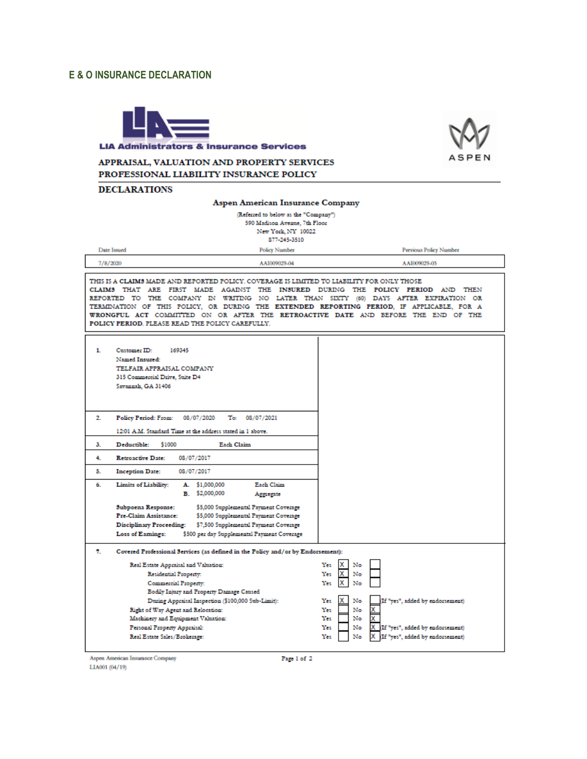## E & O INSURANCE DECLARATION

LIA Administrators & Insurance Services

ASPEN

**APPRAISAL, VALUATION AND PROPERTY SERVICES PROFESSIONAL LIABILITY INSURANCE POLICY**

**DECLARATIONS**

**Aspen American Insurance Company**

(Referred to below as the "Company")
590 Madison Avenue, 7th Floor
New York, NY 10022
877-245-3510

| Date Issued | Policy Number | Previous Policy Number |
|---|---|---|
| 7/8/2020 | AAI009029-04 | AAI009029-03 |

THIS IS A **CLAIMS** MADE AND REPORTED POLICY. COVERAGE IS LIMITED TO LIABILITY FOR ONLY THOSE **CLAIMS** THAT ARE FIRST MADE AGAINST THE **INSURED** DURING THE **POLICY PERIOD** AND THEN REPORTED TO THE COMPANY IN WRITING NO LATER THAN SIXTY (60) DAYS AFTER EXPIRATION OR TERMINATION OF THIS POLICY, OR DURING THE **EXTENDED REPORTING PERIOD**, IF APPLICABLE, FOR A **WRONGFUL ACT** COMMITTED ON OR AFTER THE **RETROACTIVE DATE** AND BEFORE THE END OF THE **POLICY PERIOD**. PLEASE READ THE POLICY CAREFULLY.

**1.** Customer ID: 169345
Named Insured:
TELFAIR APPRAISAL COMPANY
315 Commercial Drive, Suite D4
Savannah, GA 31406

**2.** **Policy Period:** From: 08/07/2020 To: 08/07/2021

12:01 A.M. Standard Time at the address stated in 1 above.

**3.** **Deductible:** $1000 Each Claim

**4.** **Retroactive Date:** 08/07/2017

**5.** **Inception Date:** 08/07/2017

**6.** **Limits of Liability:**
**A.** $1,000,000 Each Claim
**B.** $2,000,000 Aggregate

**Subpoena Response:** $5,000 Supplemental Payment Coverage
**Pre-Claim Assistance:** $5,000 Supplemental Payment Coverage
**Disciplinary Proceeding:** $7,500 Supplemental Payment Coverage
**Loss of Earnings:** $500 per day Supplemental Payment Coverage

**7.** **Covered Professional Services (as defined in the Policy and/or by Endorsement):**

| Service | Yes | No | |
|---|---|---|---|
| Real Estate Appraisal and Valuation: | X | | |
| Residential Property: | X | | |
| Commercial Property: | X | | |
| Bodily Injury and Property Damage Caused During Appraisal Inspection ($100,000 Sub-Limit): | X | | If "yes", added by endorsement) |
| Right of Way Agent and Relocation: | | X | |
| Machinery and Equipment Valuation: | | X | |
| Personal Property Appraisal: | | X | If "yes", added by endorsement) |
| Real Estate Sales/Brokerage: | | X | If "yes", added by endorsement) |

Aspen American Insurance Company
LIA001 (04/19)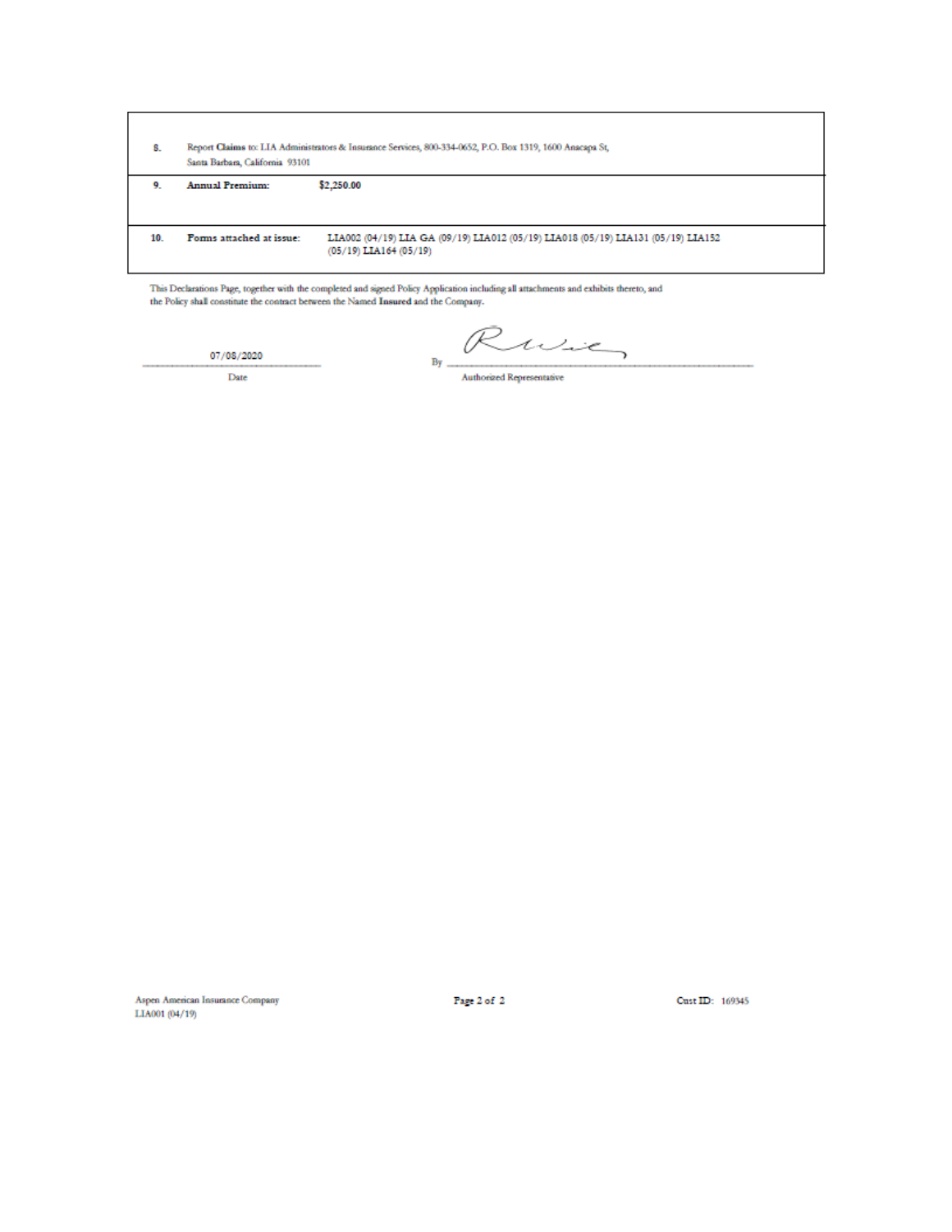| | | |
|---|---|---|
| 8. | Report **Claims** to: LIA Administrators & Insurance Services, 800-334-0652, P.O. Box 1319, 1600 Anacapa St, Santa Barbara, California 93101 | |
| 9. | **Annual Premium:** | **$2,250.00** |
| 10. | **Forms attached at issue:** | **LIA002** (04/19) **LIA GA** (09/19) **LIA012** (05/19) **LIA018** (05/19) **LIA131** (05/19) **LIA152** (05/19) **LIA164** (05/19) |

This Declarations Page, together with the completed and signed Policy Application including all attachments and exhibits thereto, and the Policy shall constitute the contract between the Named **Insured** and the Company.

07/08/2020
Date

By ______________________________
Authorized Representative

Aspen American Insurance Company
LIA001 (04/19)

Cust ID: 169345